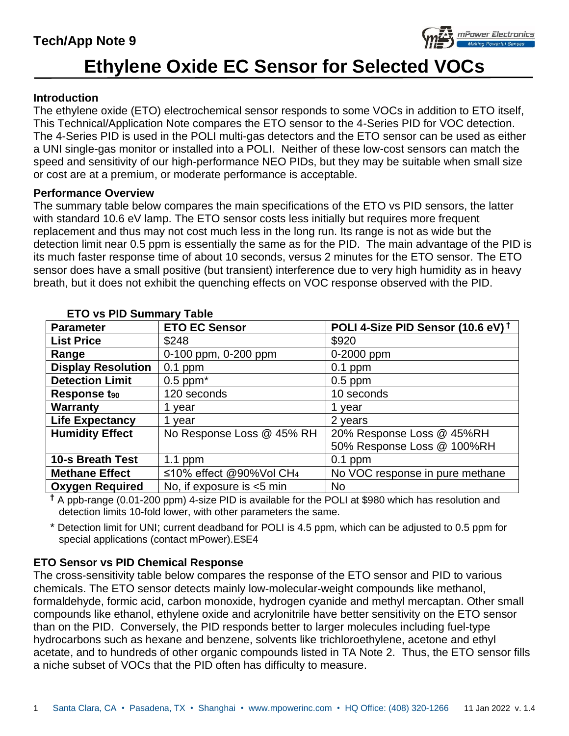# Tech/App Note 9

# Ethylene Oxide EC Sensor for Selected VOCs

### Introduction

The ethylene oxide (ETO) electrochemical sensor responds to some VOCs in addition to ETO itself, This Technical/Application Note compares the ETO sensor to the 4-Series PID for VOC detection. The 4-Series PID is used in the POLI multi-gas detectors and the ETO sensor can be used as either a UNI single-gas monitor or installed into a POLI. Neither of these low-cost sensors can match the speed and sensitivity of our high-performance NEO PIDs, but they may be suitable when small size or cost are at a premium, or moderate performance is acceptable.

### Performance Overview

The summary table below compares the main specifications of the ETO vs PID sensors, the latter with standard 10.6 eV lamp. The ETO sensor costs less initially but requires more frequent replacement and thus may not cost much less in the long run. Its range is not as wide but the detection limit near 0.5 ppm is essentially the same as for the PID. The main advantage of the PID is its much faster response time of about 10 seconds, versus 2 minutes for the ETO sensor. The ETO sensor does have a small positive (but transient) interference due to very high humidity as in heavy breath, but it does not exhibit the quenching effects on VOC response observed with the PID.

**ETO vs PID Summary Table**

| Parameter | ETO EC Sensor | POLI 4-Size PID Sensor (10.6 eV) † |
|---|---|---|
| **List Price** | $248 | $920 |
| **Range** | 0-100 ppm, 0-200 ppm | 0-2000 ppm |
| **Display Resolution** | 0.1 ppm | 0.1 ppm |
| **Detection Limit** | 0.5 ppm* | 0.5 ppm |
| **Response $t_{90}$** | 120 seconds | 10 seconds |
| **Warranty** | 1 year | 1 year |
| **Life Expectancy** | 1 year | 2 years |
| **Humidity Effect** | No Response Loss @ 45% RH | 20% Response Loss @ 45%RH<br>50% Response Loss @ 100%RH |
| **10-s Breath Test** | 1.1 ppm | 0.1 ppm |
| **Methane Effect** | ≤10% effect @90%Vol $CH_4$ | No VOC response in pure methane |
| **Oxygen Required** | No, if exposure is <5 min | No |

† A ppb-range (0.01-200 ppm) 4-size PID is available for the POLI at $980 which has resolution and detection limits 10-fold lower, with other parameters the same.

\* Detection limit for UNI; current deadband for POLI is 4.5 ppm, which can be adjusted to 0.5 ppm for special applications (contact mPower).E$E4

### ETO Sensor vs PID Chemical Response

The cross-sensitivity table below compares the response of the ETO sensor and PID to various chemicals. The ETO sensor detects mainly low-molecular-weight compounds like methanol, formaldehyde, formic acid, carbon monoxide, hydrogen cyanide and methyl mercaptan. Other small compounds like ethanol, ethylene oxide and acrylonitrile have better sensitivity on the ETO sensor than on the PID. Conversely, the PID responds better to larger molecules including fuel-type hydrocarbons such as hexane and benzene, solvents like trichloroethylene, acetone and ethyl acetate, and to hundreds of other organic compounds listed in TA Note 2. Thus, the ETO sensor fills a niche subset of VOCs that the PID often has difficulty to measure.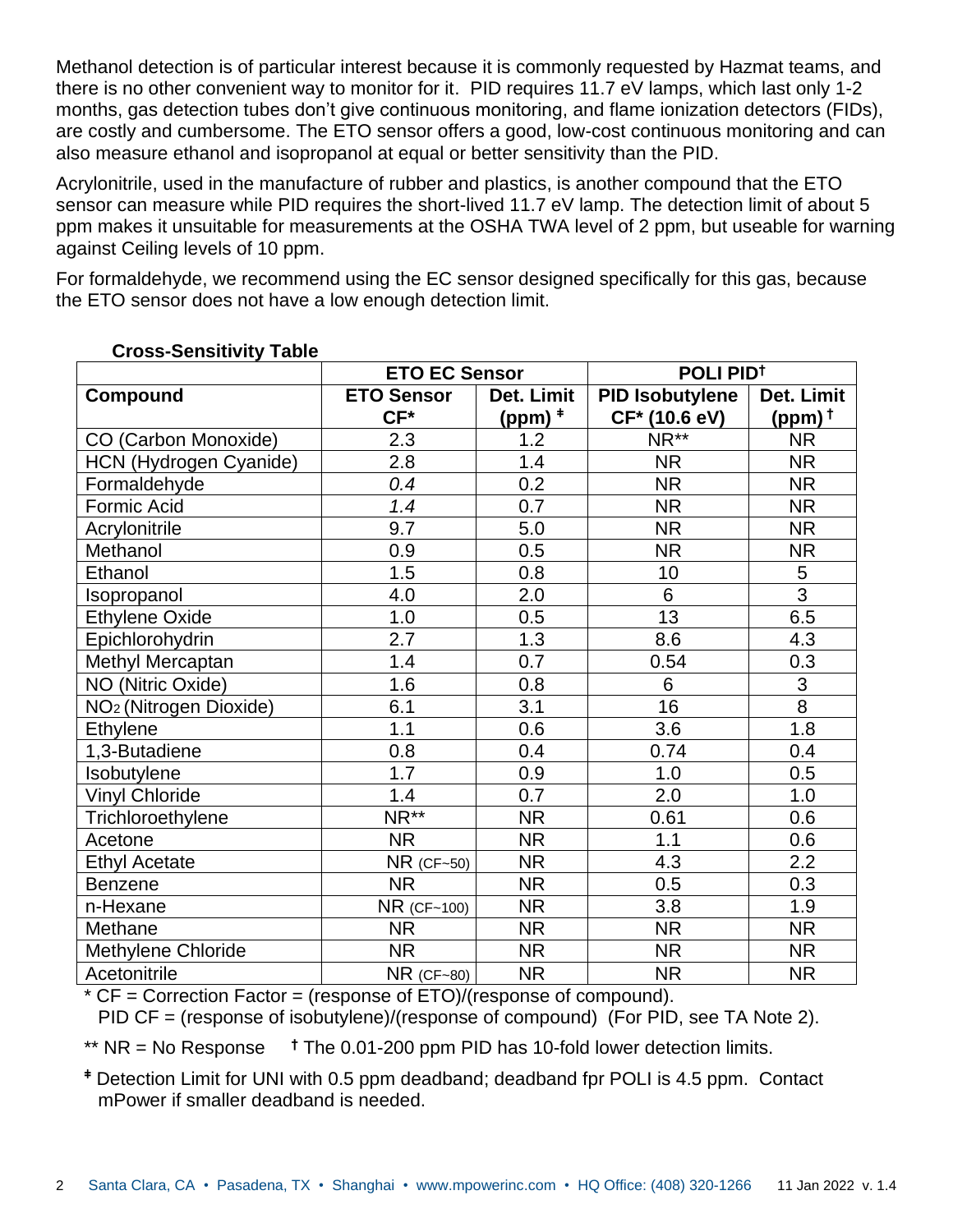Methanol detection is of particular interest because it is commonly requested by Hazmat teams, and there is no other convenient way to monitor for it. PID requires 11.7 eV lamps, which last only 1-2 months, gas detection tubes don't give continuous monitoring, and flame ionization detectors (FIDs), are costly and cumbersome. The ETO sensor offers a good, low-cost continuous monitoring and can also measure ethanol and isopropanol at equal or better sensitivity than the PID.

Acrylonitrile, used in the manufacture of rubber and plastics, is another compound that the ETO sensor can measure while PID requires the short-lived 11.7 eV lamp. The detection limit of about 5 ppm makes it unsuitable for measurements at the OSHA TWA level of 2 ppm, but useable for warning against Ceiling levels of 10 ppm.

For formaldehyde, we recommend using the EC sensor designed specifically for this gas, because the ETO sensor does not have a low enough detection limit.

**Cross-Sensitivity Table**

| | ETO EC Sensor | | POLI PID† | |
|---|---|---|---|---|
| **Compound** | **ETO Sensor CF*** | **Det. Limit (ppm) ǂ** | **PID Isobutylene CF* (10.6 eV)** | **Det. Limit (ppm) †** |
| CO (Carbon Monoxide) | 2.3 | 1.2 | NR** | NR |
| HCN (Hydrogen Cyanide) | 2.8 | 1.4 | NR | NR |
| Formaldehyde | *0.4* | 0.2 | NR | NR |
| Formic Acid | *1.4* | 0.7 | NR | NR |
| Acrylonitrile | 9.7 | 5.0 | NR | NR |
| Methanol | 0.9 | 0.5 | NR | NR |
| Ethanol | 1.5 | 0.8 | 10 | 5 |
| Isopropanol | 4.0 | 2.0 | 6 | 3 |
| Ethylene Oxide | 1.0 | 0.5 | 13 | 6.5 |
| Epichlorohydrin | 2.7 | 1.3 | 8.6 | 4.3 |
| Methyl Mercaptan | 1.4 | 0.7 | 0.54 | 0.3 |
| NO (Nitric Oxide) | 1.6 | 0.8 | 6 | 3 |
| $NO_2$ (Nitrogen Dioxide) | 6.1 | 3.1 | 16 | 8 |
| Ethylene | 1.1 | 0.6 | 3.6 | 1.8 |
| 1,3-Butadiene | 0.8 | 0.4 | 0.74 | 0.4 |
| Isobutylene | 1.7 | 0.9 | 1.0 | 0.5 |
| Vinyl Chloride | 1.4 | 0.7 | 2.0 | 1.0 |
| Trichloroethylene | NR** | NR | 0.61 | 0.6 |
| Acetone | NR | NR | 1.1 | 0.6 |
| Ethyl Acetate | NR (CF~50) | NR | 4.3 | 2.2 |
| Benzene | NR | NR | 0.5 | 0.3 |
| n-Hexane | NR (CF~100) | NR | 3.8 | 1.9 |
| Methane | NR | NR | NR | NR |
| Methylene Chloride | NR | NR | NR | NR |
| Acetonitrile | NR (CF~80) | NR | NR | NR |

\* CF = Correction Factor = (response of ETO)/(response of compound).
PID CF = (response of isobutylene)/(response of compound) (For PID, see TA Note 2).

** NR = No Response   † The 0.01-200 ppm PID has 10-fold lower detection limits.

ǂ Detection Limit for UNI with 0.5 ppm deadband; deadband fpr POLI is 4.5 ppm. Contact mPower if smaller deadband is needed.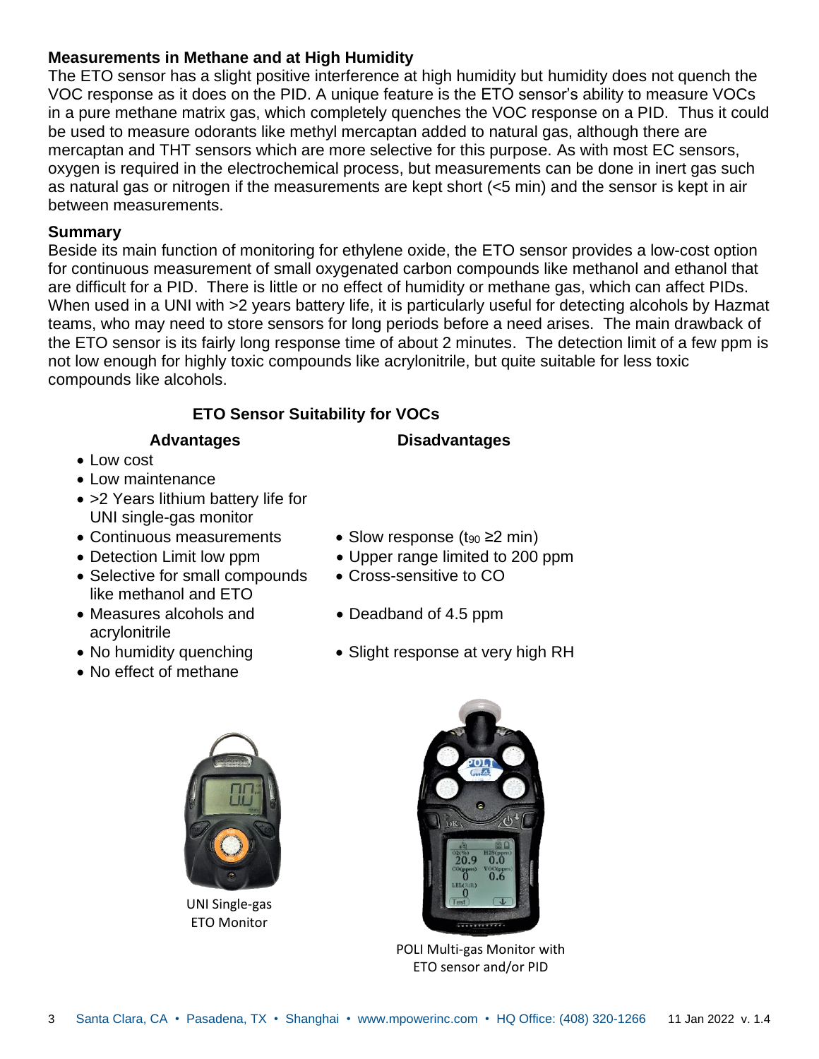### Measurements in Methane and at High Humidity

The ETO sensor has a slight positive interference at high humidity but humidity does not quench the VOC response as it does on the PID. A unique feature is the ETO sensor's ability to measure VOCs in a pure methane matrix gas, which completely quenches the VOC response on a PID. Thus it could be used to measure odorants like methyl mercaptan added to natural gas, although there are mercaptan and THT sensors which are more selective for this purpose. As with most EC sensors, oxygen is required in the electrochemical process, but measurements can be done in inert gas such as natural gas or nitrogen if the measurements are kept short (<5 min) and the sensor is kept in air between measurements.

### Summary

Beside its main function of monitoring for ethylene oxide, the ETO sensor provides a low-cost option for continuous measurement of small oxygenated carbon compounds like methanol and ethanol that are difficult for a PID. There is little or no effect of humidity or methane gas, which can affect PIDs. When used in a UNI with >2 years battery life, it is particularly useful for detecting alcohols by Hazmat teams, who may need to store sensors for long periods before a need arises. The main drawback of the ETO sensor is its fairly long response time of about 2 minutes. The detection limit of a few ppm is not low enough for highly toxic compounds like acrylonitrile, but quite suitable for less toxic compounds like alcohols.

**ETO Sensor Suitability for VOCs**

| Advantages | Disadvantages |
|---|---|
| • Low cost | |
| • Low maintenance | |
| • >2 Years lithium battery life for UNI single-gas monitor | |
| • Continuous measurements | • Slow response ($t_{90}$ ≥2 min) |
| • Detection Limit low ppm | • Upper range limited to 200 ppm |
| • Selective for small compounds like methanol and ETO | • Cross-sensitive to CO |
| • Measures alcohols and acrylonitrile | • Deadband of 4.5 ppm |
| • No humidity quenching | • Slight response at very high RH |
| • No effect of methane | |

UNI Single-gas ETO Monitor

POLI Multi-gas Monitor with ETO sensor and/or PID